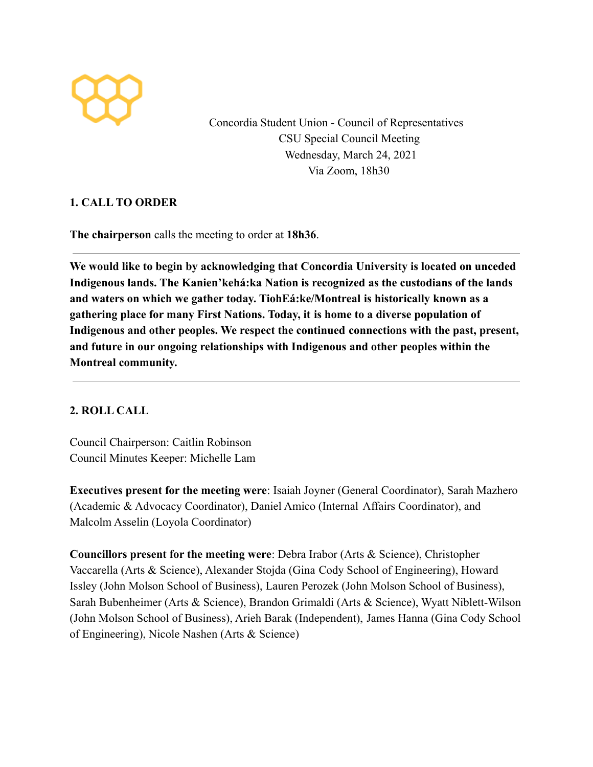Concordia Student Union - Council of Representatives
CSU Special Council Meeting
Wednesday, March 24, 2021
Via Zoom, 18h30

## 1. CALL TO ORDER

**The chairperson** calls the meeting to order at **18h36**.

---

**We would like to begin by acknowledging that Concordia University is located on unceded Indigenous lands. The Kanien'kehá:ka Nation is recognized as the custodians of the lands and waters on which we gather today. TiohEá:ke/Montreal is historically known as a gathering place for many First Nations. Today, it is home to a diverse population of Indigenous and other peoples. We respect the continued connections with the past, present, and future in our ongoing relationships with Indigenous and other peoples within the Montreal community.**

---

## 2. ROLL CALL

Council Chairperson: Caitlin Robinson
Council Minutes Keeper: Michelle Lam

**Executives present for the meeting were**: Isaiah Joyner (General Coordinator), Sarah Mazhero (Academic & Advocacy Coordinator), Daniel Amico (Internal Affairs Coordinator), and Malcolm Asselin (Loyola Coordinator)

**Councillors present for the meeting were**: Debra Irabor (Arts & Science), Christopher Vaccarella (Arts & Science), Alexander Stojda (Gina Cody School of Engineering), Howard Issley (John Molson School of Business), Lauren Perozek (John Molson School of Business), Sarah Bubenheimer (Arts & Science), Brandon Grimaldi (Arts & Science), Wyatt Niblett-Wilson (John Molson School of Business), Arieh Barak (Independent), James Hanna (Gina Cody School of Engineering), Nicole Nashen (Arts & Science)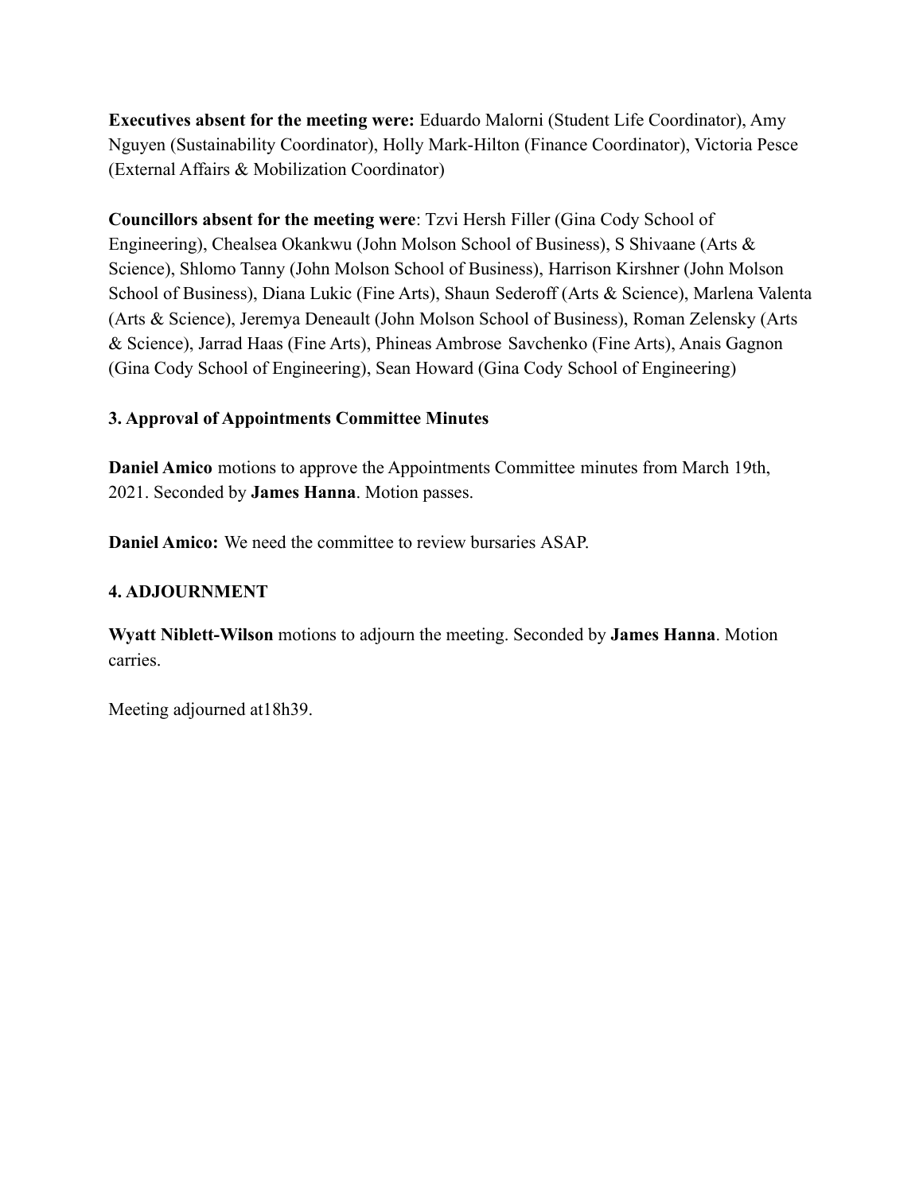**Executives absent for the meeting were:** Eduardo Malorni (Student Life Coordinator), Amy Nguyen (Sustainability Coordinator), Holly Mark-Hilton (Finance Coordinator), Victoria Pesce (External Affairs & Mobilization Coordinator)

**Councillors absent for the meeting were**: Tzvi Hersh Filler (Gina Cody School of Engineering), Chealsea Okankwu (John Molson School of Business), S Shivaane (Arts & Science), Shlomo Tanny (John Molson School of Business), Harrison Kirshner (John Molson School of Business), Diana Lukic (Fine Arts), Shaun Sederoff (Arts & Science), Marlena Valenta (Arts & Science), Jeremya Deneault (John Molson School of Business), Roman Zelensky (Arts & Science), Jarrad Haas (Fine Arts), Phineas Ambrose Savchenko (Fine Arts), Anais Gagnon (Gina Cody School of Engineering), Sean Howard (Gina Cody School of Engineering)

### 3. Approval of Appointments Committee Minutes

**Daniel Amico** motions to approve the Appointments Committee minutes from March 19th, 2021. Seconded by **James Hanna**. Motion passes.

**Daniel Amico:** We need the committee to review bursaries ASAP.

### 4. ADJOURNMENT

**Wyatt Niblett-Wilson** motions to adjourn the meeting. Seconded by **James Hanna**. Motion carries.

Meeting adjourned at18h39.